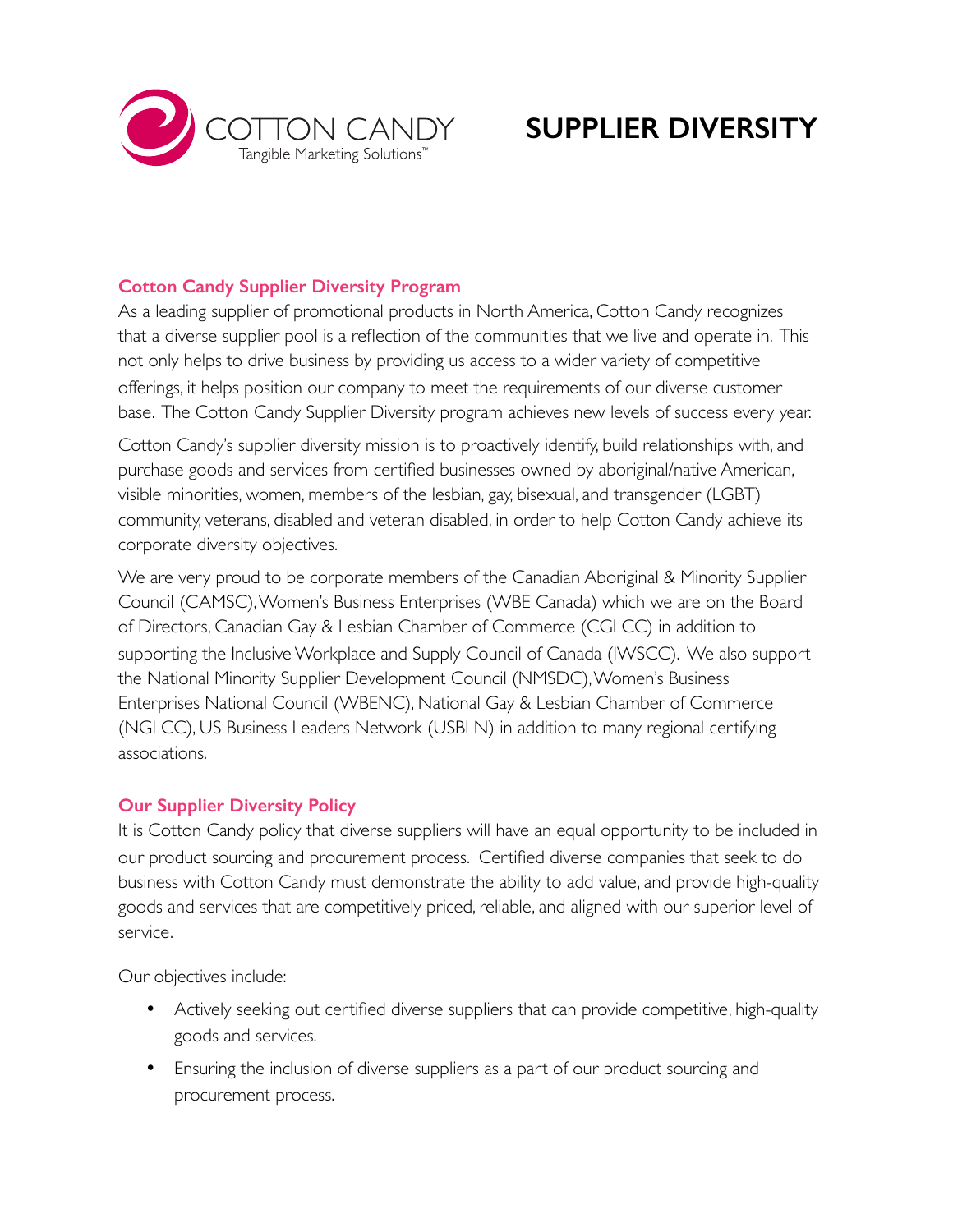COTTON CANDY
Tangible Marketing Solutions™

# SUPPLIER DIVERSITY

## Cotton Candy Supplier Diversity Program

As a leading supplier of promotional products in North America, Cotton Candy recognizes that a diverse supplier pool is a reflection of the communities that we live and operate in. This not only helps to drive business by providing us access to a wider variety of competitive offerings, it helps position our company to meet the requirements of our diverse customer base. The Cotton Candy Supplier Diversity program achieves new levels of success every year.

Cotton Candy's supplier diversity mission is to proactively identify, build relationships with, and purchase goods and services from certified businesses owned by aboriginal/native American, visible minorities, women, members of the lesbian, gay, bisexual, and transgender (LGBT) community, veterans, disabled and veteran disabled, in order to help Cotton Candy achieve its corporate diversity objectives.

We are very proud to be corporate members of the Canadian Aboriginal & Minority Supplier Council (CAMSC), Women's Business Enterprises (WBE Canada) which we are on the Board of Directors, Canadian Gay & Lesbian Chamber of Commerce (CGLCC) in addition to supporting the Inclusive Workplace and Supply Council of Canada (IWSCC). We also support the National Minority Supplier Development Council (NMSDC), Women's Business Enterprises National Council (WBENC), National Gay & Lesbian Chamber of Commerce (NGLCC), US Business Leaders Network (USBLN) in addition to many regional certifying associations.

## Our Supplier Diversity Policy

It is Cotton Candy policy that diverse suppliers will have an equal opportunity to be included in our product sourcing and procurement process. Certified diverse companies that seek to do business with Cotton Candy must demonstrate the ability to add value, and provide high-quality goods and services that are competitively priced, reliable, and aligned with our superior level of service.

Our objectives include:

- Actively seeking out certified diverse suppliers that can provide competitive, high-quality goods and services.
- Ensuring the inclusion of diverse suppliers as a part of our product sourcing and procurement process.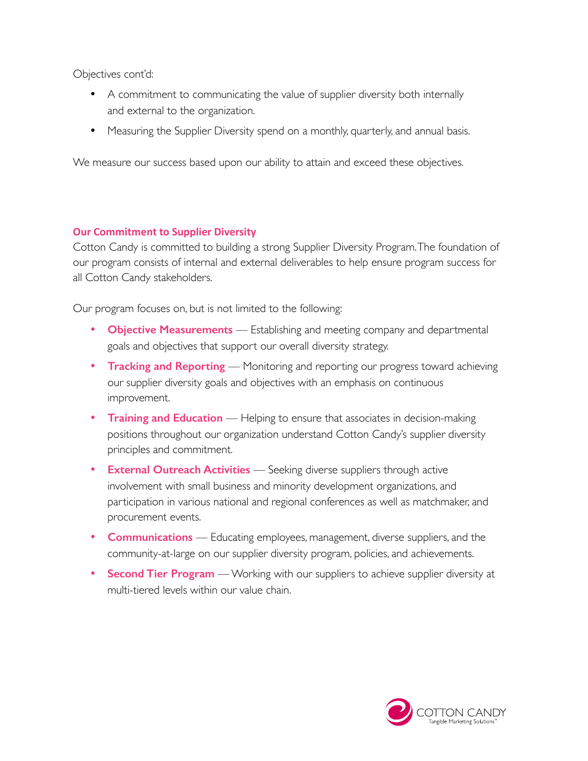Objectives cont'd:

- A commitment to communicating the value of supplier diversity both internally and external to the organization.
- Measuring the Supplier Diversity spend on a monthly, quarterly, and annual basis.

We measure our success based upon our ability to attain and exceed these objectives.

## Our Commitment to Supplier Diversity

Cotton Candy is committed to building a strong Supplier Diversity Program. The foundation of our program consists of internal and external deliverables to help ensure program success for all Cotton Candy stakeholders.

Our program focuses on, but is not limited to the following:

- **Objective Measurements** — Establishing and meeting company and departmental goals and objectives that support our overall diversity strategy.
- **Tracking and Reporting** — Monitoring and reporting our progress toward achieving our supplier diversity goals and objectives with an emphasis on continuous improvement.
- **Training and Education** — Helping to ensure that associates in decision-making positions throughout our organization understand Cotton Candy's supplier diversity principles and commitment.
- **External Outreach Activities** — Seeking diverse suppliers through active involvement with small business and minority development organizations, and participation in various national and regional conferences as well as matchmaker, and procurement events.
- **Communications** — Educating employees, management, diverse suppliers, and the community-at-large on our supplier diversity program, policies, and achievements.
- **Second Tier Program** — Working with our suppliers to achieve supplier diversity at multi-tiered levels within our value chain.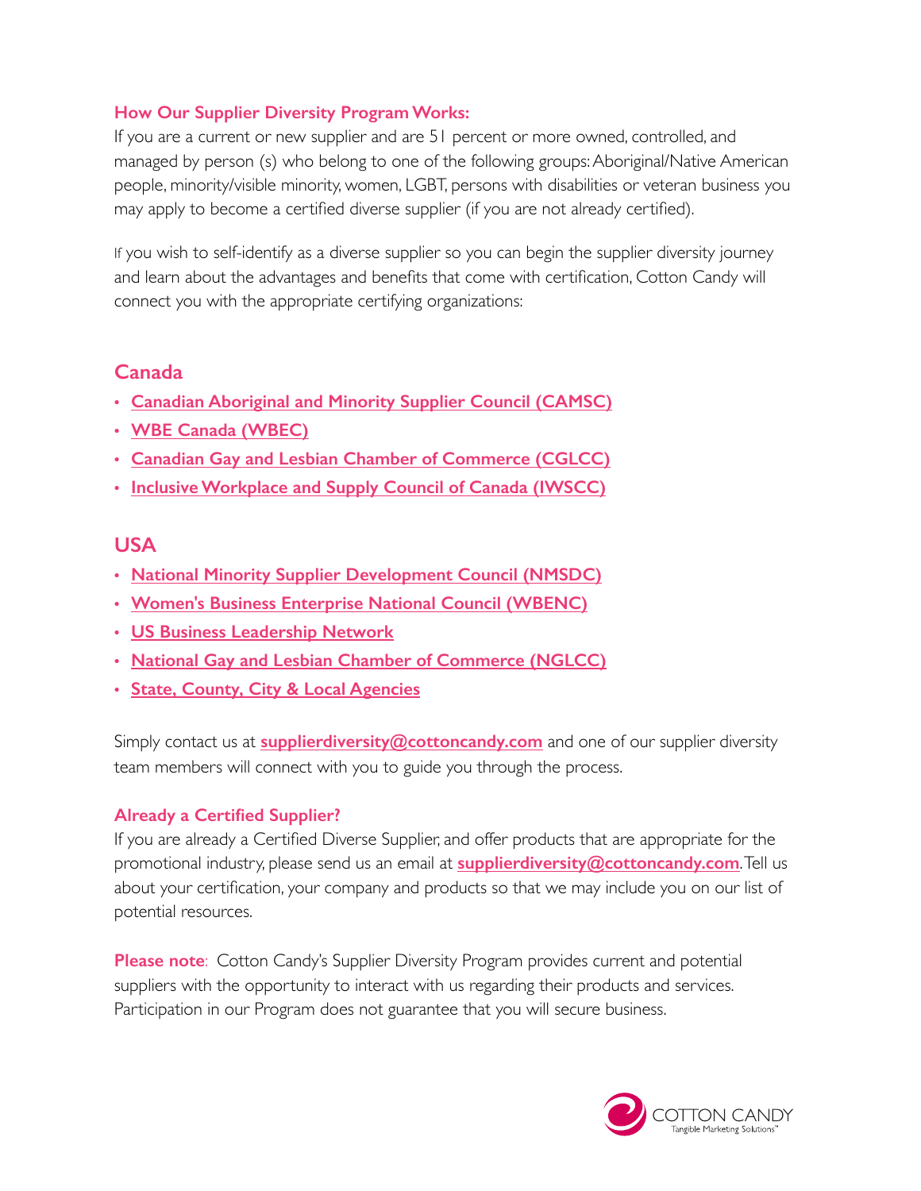### How Our Supplier Diversity Program Works:

If you are a current or new supplier and are 51 percent or more owned, controlled, and managed by person (s) who belong to one of the following groups: Aboriginal/Native American people, minority/visible minority, women, LGBT, persons with disabilities or veteran business you may apply to become a certified diverse supplier (if you are not already certified).

If you wish to self-identify as a diverse supplier so you can begin the supplier diversity journey and learn about the advantages and benefits that come with certification, Cotton Candy will connect you with the appropriate certifying organizations:

## Canada

- **Canadian Aboriginal and Minority Supplier Council (CAMSC)**
- **WBE Canada (WBEC)**
- **Canadian Gay and Lesbian Chamber of Commerce (CGLCC)**
- **Inclusive Workplace and Supply Council of Canada (IWSCC)**

## USA

- **National Minority Supplier Development Council (NMSDC)**
- **Women's Business Enterprise National Council (WBENC)**
- **US Business Leadership Network**
- **National Gay and Lesbian Chamber of Commerce (NGLCC)**
- **State, County, City & Local Agencies**

Simply contact us at **supplierdiversity@cottoncandy.com** and one of our supplier diversity team members will connect with you to guide you through the process.

### Already a Certified Supplier?

If you are already a Certified Diverse Supplier, and offer products that are appropriate for the promotional industry, please send us an email at **supplierdiversity@cottoncandy.com**. Tell us about your certification, your company and products so that we may include you on our list of potential resources.

**Please note**: Cotton Candy's Supplier Diversity Program provides current and potential suppliers with the opportunity to interact with us regarding their products and services. Participation in our Program does not guarantee that you will secure business.

COTTON CANDY
Tangible Marketing Solutions™